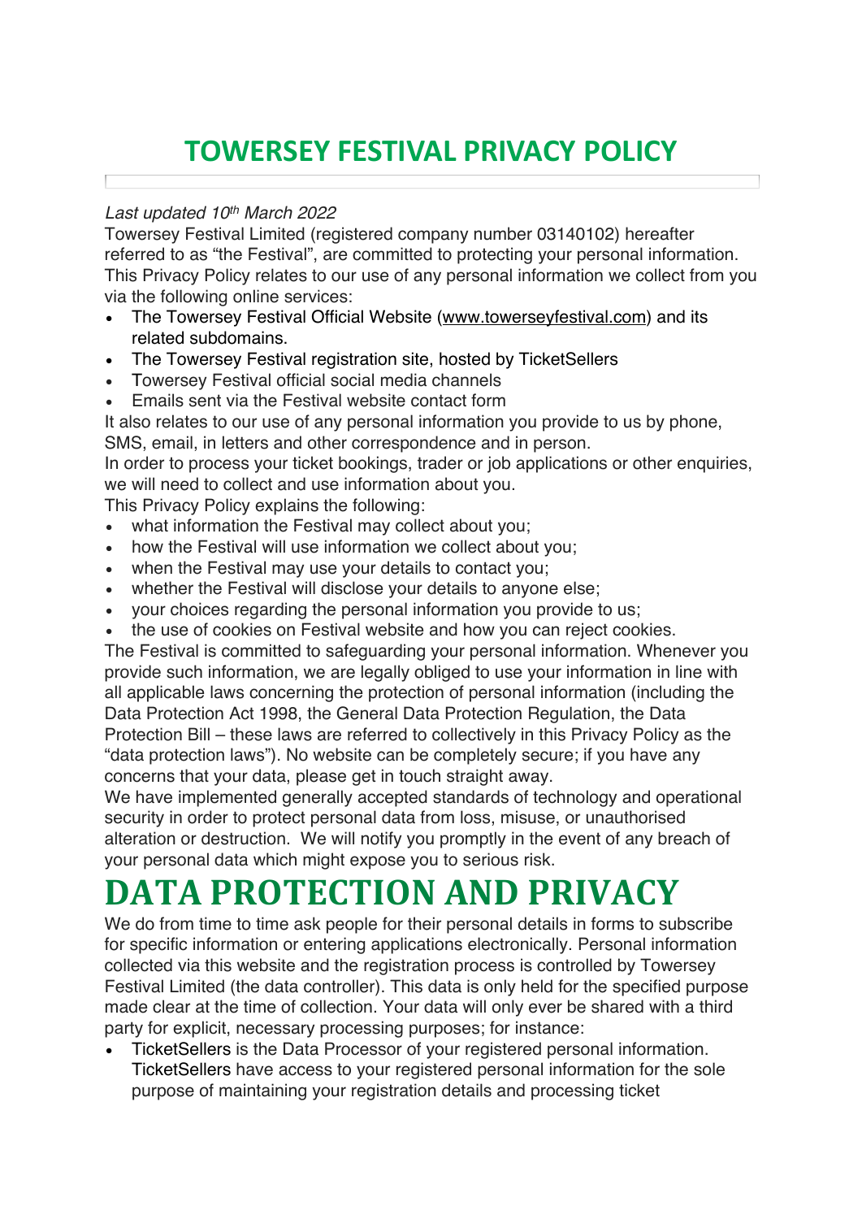# TOWERSEY FESTIVAL PRIVACY POLICY

*Last updated 10th March 2022*

Towersey Festival Limited (registered company number 03140102) hereafter referred to as "the Festival", are committed to protecting your personal information. This Privacy Policy relates to our use of any personal information we collect from you via the following online services:

- The Towersey Festival Official Website (www.towerseyfestival.com) and its related subdomains.
- The Towersey Festival registration site, hosted by TicketSellers
- Towersey Festival official social media channels
- Emails sent via the Festival website contact form

It also relates to our use of any personal information you provide to us by phone, SMS, email, in letters and other correspondence and in person.

In order to process your ticket bookings, trader or job applications or other enquiries, we will need to collect and use information about you.

This Privacy Policy explains the following:

- what information the Festival may collect about you;
- how the Festival will use information we collect about you;
- when the Festival may use your details to contact you;
- whether the Festival will disclose your details to anyone else;
- your choices regarding the personal information you provide to us;
- the use of cookies on Festival website and how you can reject cookies.

The Festival is committed to safeguarding your personal information. Whenever you provide such information, we are legally obliged to use your information in line with all applicable laws concerning the protection of personal information (including the Data Protection Act 1998, the General Data Protection Regulation, the Data Protection Bill – these laws are referred to collectively in this Privacy Policy as the "data protection laws"). No website can be completely secure; if you have any concerns that your data, please get in touch straight away.

We have implemented generally accepted standards of technology and operational security in order to protect personal data from loss, misuse, or unauthorised alteration or destruction. We will notify you promptly in the event of any breach of your personal data which might expose you to serious risk.

# DATA PROTECTION AND PRIVACY

We do from time to time ask people for their personal details in forms to subscribe for specific information or entering applications electronically. Personal information collected via this website and the registration process is controlled by Towersey Festival Limited (the data controller). This data is only held for the specified purpose made clear at the time of collection. Your data will only ever be shared with a third party for explicit, necessary processing purposes; for instance:

- TicketSellers is the Data Processor of your registered personal information. TicketSellers have access to your registered personal information for the sole purpose of maintaining your registration details and processing ticket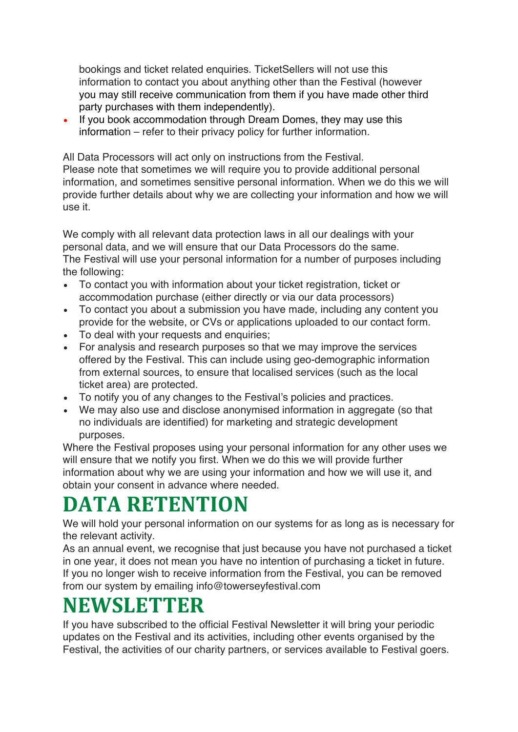- bookings and ticket related enquiries. TicketSellers will not use this information to contact you about anything other than the Festival (however you may still receive communication from them if you have made other third party purchases with them independently).
- If you book accommodation through Dream Domes, they may use this information – refer to their privacy policy for further information.

All Data Processors will act only on instructions from the Festival.
Please note that sometimes we will require you to provide additional personal information, and sometimes sensitive personal information. When we do this we will provide further details about why we are collecting your information and how we will use it.

We comply with all relevant data protection laws in all our dealings with your personal data, and we will ensure that our Data Processors do the same.
The Festival will use your personal information for a number of purposes including the following:

- To contact you with information about your ticket registration, ticket or accommodation purchase (either directly or via our data processors)
- To contact you about a submission you have made, including any content you provide for the website, or CVs or applications uploaded to our contact form.
- To deal with your requests and enquiries;
- For analysis and research purposes so that we may improve the services offered by the Festival. This can include using geo-demographic information from external sources, to ensure that localised services (such as the local ticket area) are protected.
- To notify you of any changes to the Festival's policies and practices.
- We may also use and disclose anonymised information in aggregate (so that no individuals are identified) for marketing and strategic development purposes.

Where the Festival proposes using your personal information for any other uses we will ensure that we notify you first. When we do this we will provide further information about why we are using your information and how we will use it, and obtain your consent in advance where needed.

# DATA RETENTION

We will hold your personal information on our systems for as long as is necessary for the relevant activity.
As an annual event, we recognise that just because you have not purchased a ticket in one year, it does not mean you have no intention of purchasing a ticket in future.
If you no longer wish to receive information from the Festival, you can be removed from our system by emailing info@towerseyfestival.com

# NEWSLETTER

If you have subscribed to the official Festival Newsletter it will bring your periodic updates on the Festival and its activities, including other events organised by the Festival, the activities of our charity partners, or services available to Festival goers.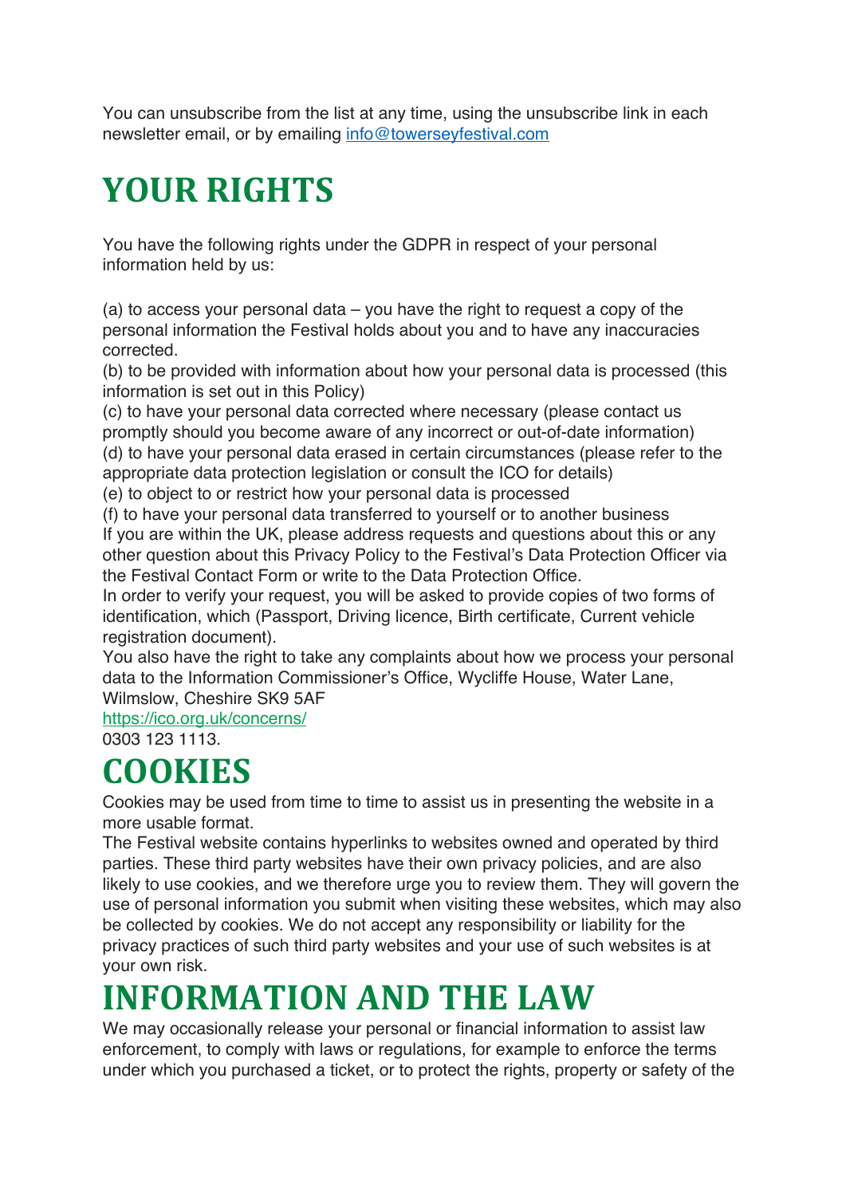You can unsubscribe from the list at any time, using the unsubscribe link in each newsletter email, or by emailing [info@towerseyfestival.com](mailto:info@towerseyfestival.com)

# YOUR RIGHTS

You have the following rights under the GDPR in respect of your personal information held by us:

(a) to access your personal data – you have the right to request a copy of the personal information the Festival holds about you and to have any inaccuracies corrected.
(b) to be provided with information about how your personal data is processed (this information is set out in this Policy)
(c) to have your personal data corrected where necessary (please contact us promptly should you become aware of any incorrect or out-of-date information)
(d) to have your personal data erased in certain circumstances (please refer to the appropriate data protection legislation or consult the ICO for details)
(e) to object to or restrict how your personal data is processed
(f) to have your personal data transferred to yourself or to another business
If you are within the UK, please address requests and questions about this or any other question about this Privacy Policy to the Festival's Data Protection Officer via the Festival Contact Form or write to the Data Protection Office.
In order to verify your request, you will be asked to provide copies of two forms of identification, which (Passport, Driving licence, Birth certificate, Current vehicle registration document).
You also have the right to take any complaints about how we process your personal data to the Information Commissioner's Office, Wycliffe House, Water Lane, Wilmslow, Cheshire SK9 5AF
[https://ico.org.uk/concerns/](https://ico.org.uk/concerns/)
0303 123 1113.

# COOKIES

Cookies may be used from time to time to assist us in presenting the website in a more usable format.
The Festival website contains hyperlinks to websites owned and operated by third parties. These third party websites have their own privacy policies, and are also likely to use cookies, and we therefore urge you to review them. They will govern the use of personal information you submit when visiting these websites, which may also be collected by cookies. We do not accept any responsibility or liability for the privacy practices of such third party websites and your use of such websites is at your own risk.

# INFORMATION AND THE LAW

We may occasionally release your personal or financial information to assist law enforcement, to comply with laws or regulations, for example to enforce the terms under which you purchased a ticket, or to protect the rights, property or safety of the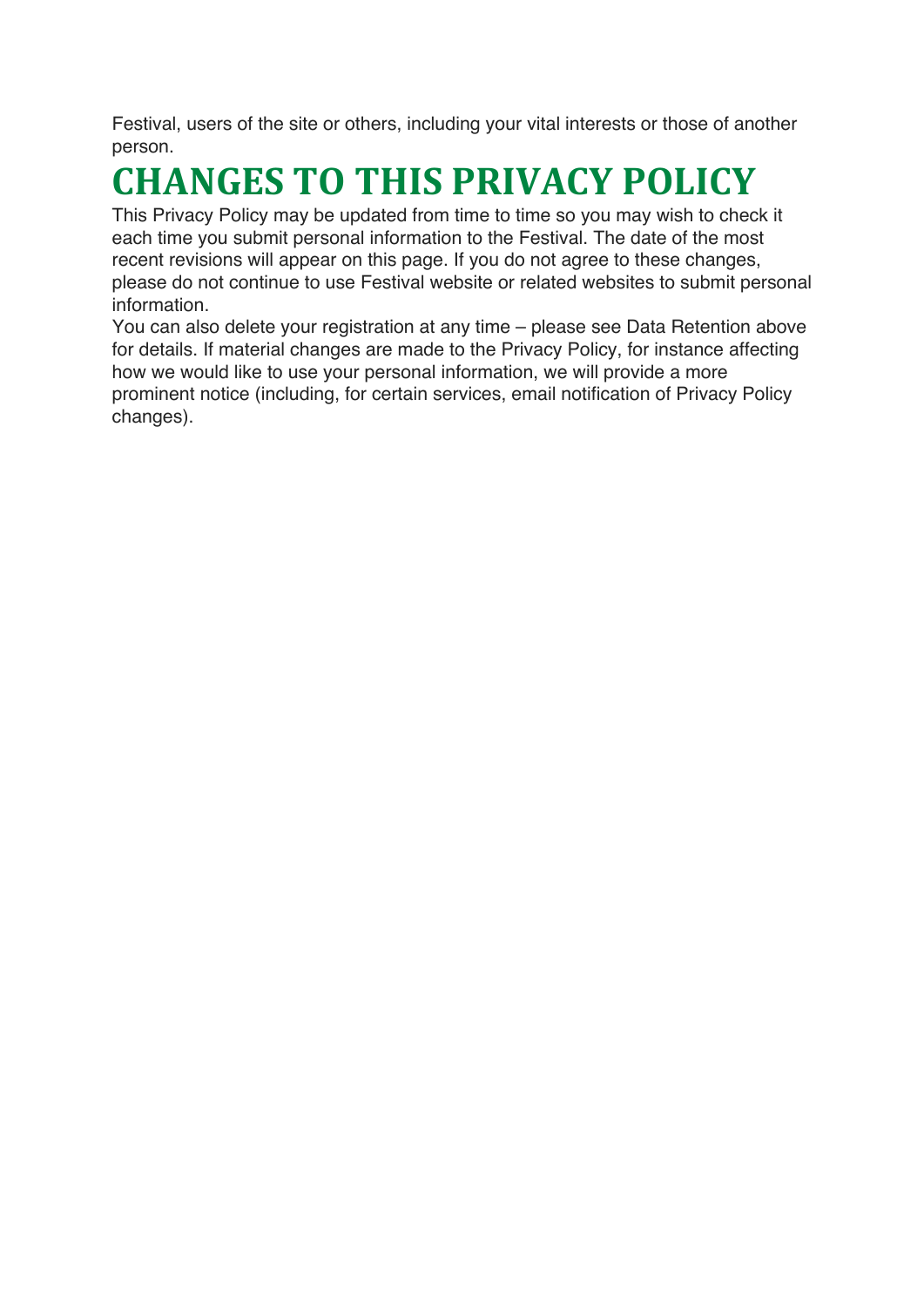Festival, users of the site or others, including your vital interests or those of another person.

# CHANGES TO THIS PRIVACY POLICY

This Privacy Policy may be updated from time to time so you may wish to check it each time you submit personal information to the Festival. The date of the most recent revisions will appear on this page. If you do not agree to these changes, please do not continue to use Festival website or related websites to submit personal information.

You can also delete your registration at any time – please see Data Retention above for details. If material changes are made to the Privacy Policy, for instance affecting how we would like to use your personal information, we will provide a more prominent notice (including, for certain services, email notification of Privacy Policy changes).